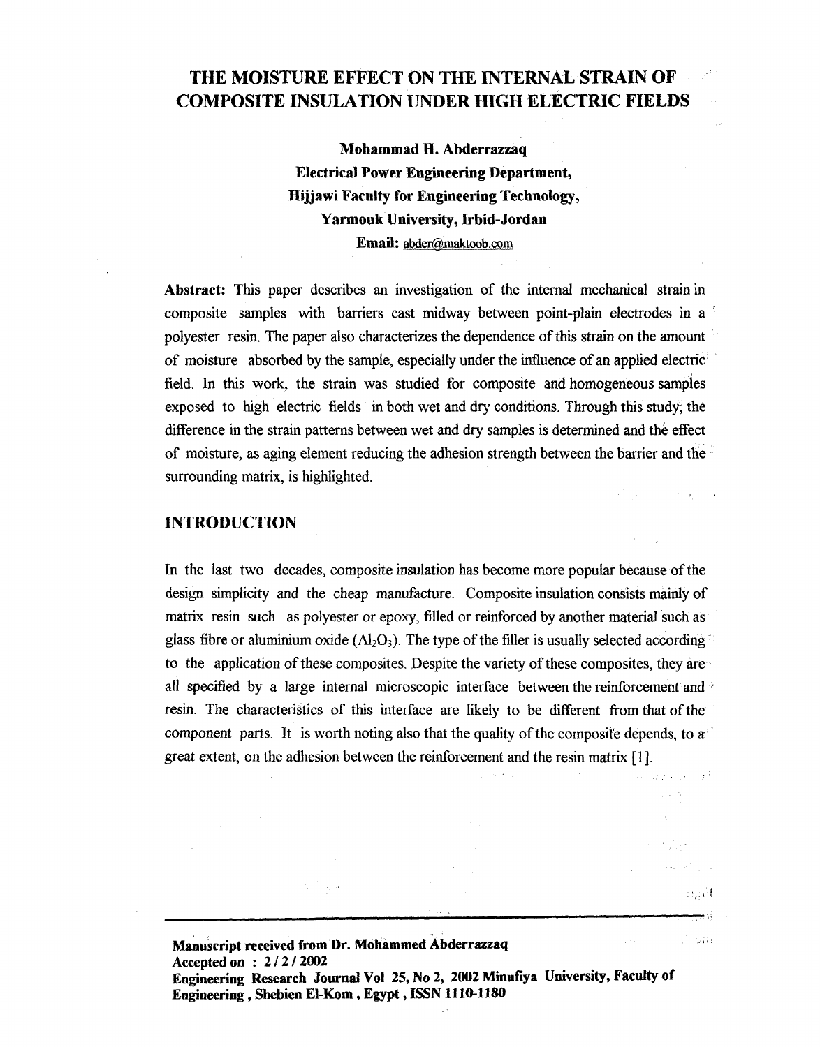# THE MOISTURE EFFECT ON THE INTERNAL STRAIN OF COMPOSITE INSULATION UNDER HIGH ELECTRIC FIELDS

**Mohammad H. Abderrazzaq**
**Electrical Power Engineering Department,**
**Hijjawi Faculty for Engineering Technology,**
**Yarmouk University, Irbid-Jordan**
**Email:** abder@maktoob.com

**Abstract:** This paper describes an investigation of the internal mechanical strain in composite samples with barriers cast midway between point-plain electrodes in a polyester resin. The paper also characterizes the dependence of this strain on the amount of moisture absorbed by the sample, especially under the influence of an applied electric field. In this work, the strain was studied for composite and homogeneous samples exposed to high electric fields in both wet and dry conditions. Through this study, the difference in the strain patterns between wet and dry samples is determined and the effect of moisture, as aging element reducing the adhesion strength between the barrier and the surrounding matrix, is highlighted.

## INTRODUCTION

In the last two decades, composite insulation has become more popular because of the design simplicity and the cheap manufacture. Composite insulation consists mainly of matrix resin such as polyester or epoxy, filled or reinforced by another material such as glass fibre or aluminium oxide ($Al_2O_3$). The type of the filler is usually selected according to the application of these composites. Despite the variety of these composites, they are all specified by a large internal microscopic interface between the reinforcement and resin. The characteristics of this interface are likely to be different from that of the component parts. It is worth noting also that the quality of the composite depends, to a great extent, on the adhesion between the reinforcement and the resin matrix [1].

---

**Manuscript received from Dr. Mohammed Abderrazzaq**
**Accepted on : 2 / 2 / 2002**
**Engineering Research Journal Vol 25, No 2, 2002 Minufiya University, Faculty of Engineering , Shebien El-Kom , Egypt , ISSN 1110-1180**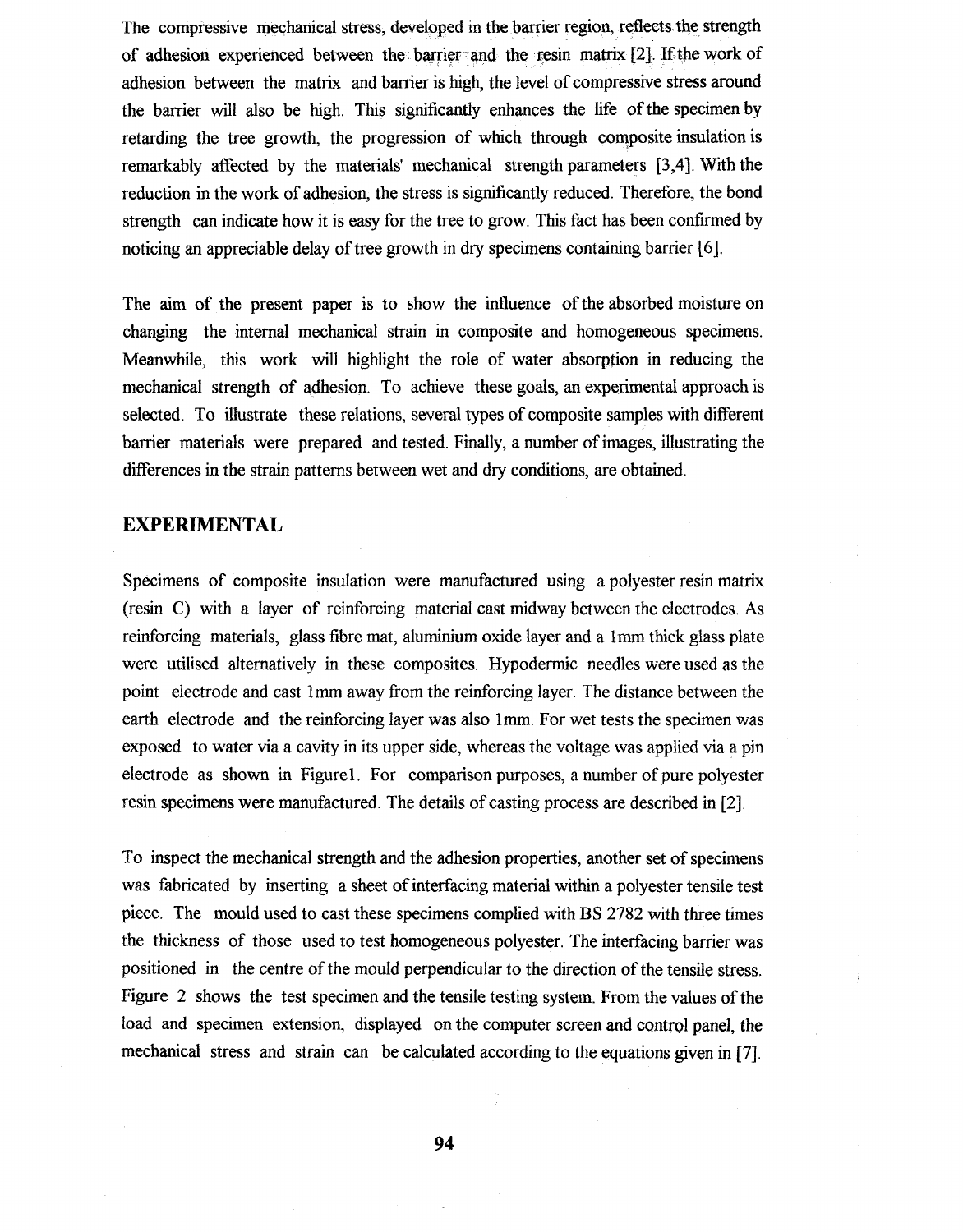The compressive mechanical stress, developed in the barrier region, reflects the strength of adhesion experienced between the barrier and the resin matrix [2]. If the work of adhesion between the matrix and barrier is high, the level of compressive stress around the barrier will also be high. This significantly enhances the life of the specimen by retarding the tree growth, the progression of which through composite insulation is remarkably affected by the materials' mechanical strength parameters [3,4]. With the reduction in the work of adhesion, the stress is significantly reduced. Therefore, the bond strength can indicate how it is easy for the tree to grow. This fact has been confirmed by noticing an appreciable delay of tree growth in dry specimens containing barrier [6].

The aim of the present paper is to show the influence of the absorbed moisture on changing the internal mechanical strain in composite and homogeneous specimens. Meanwhile, this work will highlight the role of water absorption in reducing the mechanical strength of adhesion. To achieve these goals, an experimental approach is selected. To illustrate these relations, several types of composite samples with different barrier materials were prepared and tested. Finally, a number of images, illustrating the differences in the strain patterns between wet and dry conditions, are obtained.

## EXPERIMENTAL

Specimens of composite insulation were manufactured using a polyester resin matrix (resin C) with a layer of reinforcing material cast midway between the electrodes. As reinforcing materials, glass fibre mat, aluminium oxide layer and a 1mm thick glass plate were utilised alternatively in these composites. Hypodermic needles were used as the point electrode and cast 1mm away from the reinforcing layer. The distance between the earth electrode and the reinforcing layer was also 1mm. For wet tests the specimen was exposed to water via a cavity in its upper side, whereas the voltage was applied via a pin electrode as shown in Figure1. For comparison purposes, a number of pure polyester resin specimens were manufactured. The details of casting process are described in [2].

To inspect the mechanical strength and the adhesion properties, another set of specimens was fabricated by inserting a sheet of interfacing material within a polyester tensile test piece. The mould used to cast these specimens complied with BS 2782 with three times the thickness of those used to test homogeneous polyester. The interfacing barrier was positioned in the centre of the mould perpendicular to the direction of the tensile stress. Figure 2 shows the test specimen and the tensile testing system. From the values of the load and specimen extension, displayed on the computer screen and control panel, the mechanical stress and strain can be calculated according to the equations given in [7].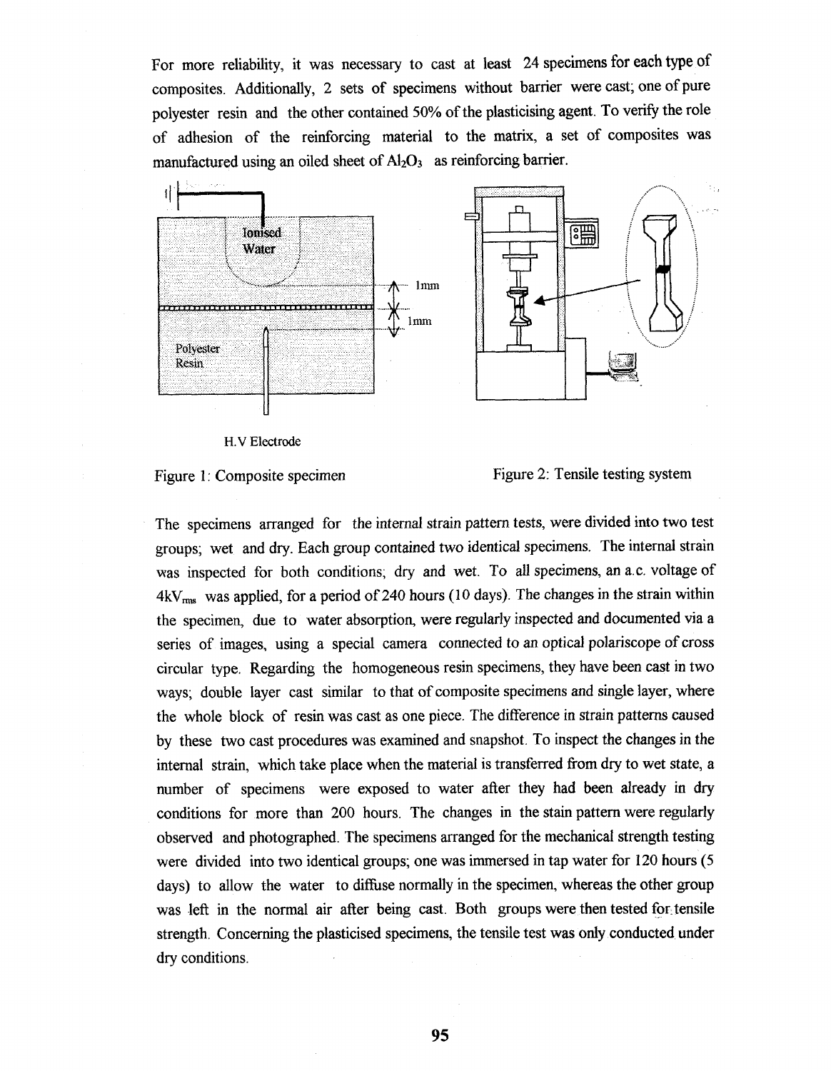For more reliability, it was necessary to cast at least 24 specimens for each type of composites. Additionally, 2 sets of specimens without barrier were cast; one of pure polyester resin and the other contained 50% of the plasticising agent. To verify the role of adhesion of the reinforcing material to the matrix, a set of composites was manufactured using an oiled sheet of $Al_2O_3$ as reinforcing barrier.

Figure 1: Composite specimen

Figure 2: Tensile testing system

The specimens arranged for the internal strain pattern tests, were divided into two test groups; wet and dry. Each group contained two identical specimens. The internal strain was inspected for both conditions; dry and wet. To all specimens, an a.c. voltage of $4kV_{rms}$ was applied, for a period of 240 hours (10 days). The changes in the strain within the specimen, due to water absorption, were regularly inspected and documented via a series of images, using a special camera connected to an optical polariscope of cross circular type. Regarding the homogeneous resin specimens, they have been cast in two ways; double layer cast similar to that of composite specimens and single layer, where the whole block of resin was cast as one piece. The difference in strain patterns caused by these two cast procedures was examined and snapshot. To inspect the changes in the internal strain, which take place when the material is transferred from dry to wet state, a number of specimens were exposed to water after they had been already in dry conditions for more than 200 hours. The changes in the stain pattern were regularly observed and photographed. The specimens arranged for the mechanical strength testing were divided into two identical groups; one was immersed in tap water for 120 hours (5 days) to allow the water to diffuse normally in the specimen, whereas the other group was left in the normal air after being cast. Both groups were then tested for tensile strength. Concerning the plasticised specimens, the tensile test was only conducted under dry conditions.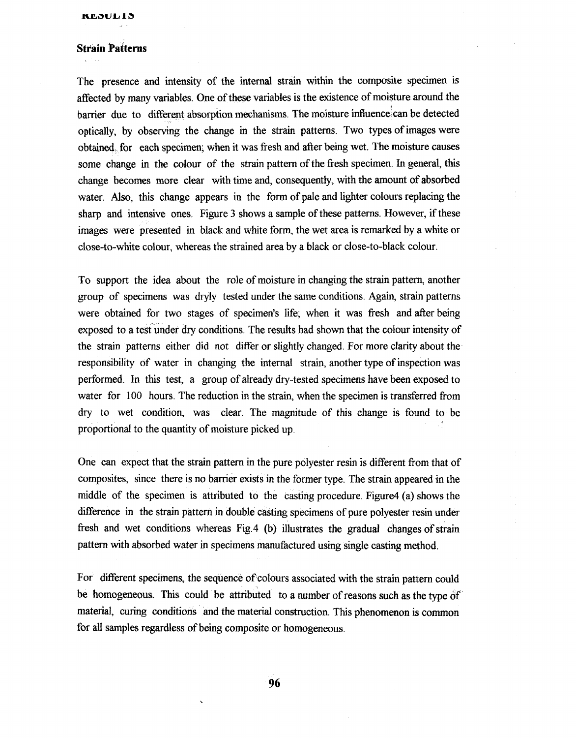# RESULTS

## Strain Patterns

The presence and intensity of the internal strain within the composite specimen is affected by many variables. One of these variables is the existence of moisture around the barrier due to different absorption mechanisms. The moisture influence can be detected optically, by observing the change in the strain patterns. Two types of images were obtained for each specimen; when it was fresh and after being wet. The moisture causes some change in the colour of the strain pattern of the fresh specimen. In general, this change becomes more clear with time and, consequently, with the amount of absorbed water. Also, this change appears in the form of pale and lighter colours replacing the sharp and intensive ones. Figure 3 shows a sample of these patterns. However, if these images were presented in black and white form, the wet area is remarked by a white or close-to-white colour, whereas the strained area by a black or close-to-black colour.

To support the idea about the role of moisture in changing the strain pattern, another group of specimens was dryly tested under the same conditions. Again, strain patterns were obtained for two stages of specimen's life; when it was fresh and after being exposed to a test under dry conditions. The results had shown that the colour intensity of the strain patterns either did not differ or slightly changed. For more clarity about the responsibility of water in changing the internal strain, another type of inspection was performed. In this test, a group of already dry-tested specimens have been exposed to water for 100 hours. The reduction in the strain, when the specimen is transferred from dry to wet condition, was clear. The magnitude of this change is found to be proportional to the quantity of moisture picked up.

One can expect that the strain pattern in the pure polyester resin is different from that of composites, since there is no barrier exists in the former type. The strain appeared in the middle of the specimen is attributed to the casting procedure. Figure4 (a) shows the difference in the strain pattern in double casting specimens of pure polyester resin under fresh and wet conditions whereas Fig.4 (b) illustrates the gradual changes of strain pattern with absorbed water in specimens manufactured using single casting method.

For different specimens, the sequence of colours associated with the strain pattern could be homogeneous. This could be attributed to a number of reasons such as the type of material, curing conditions and the material construction. This phenomenon is common for all samples regardless of being composite or homogeneous.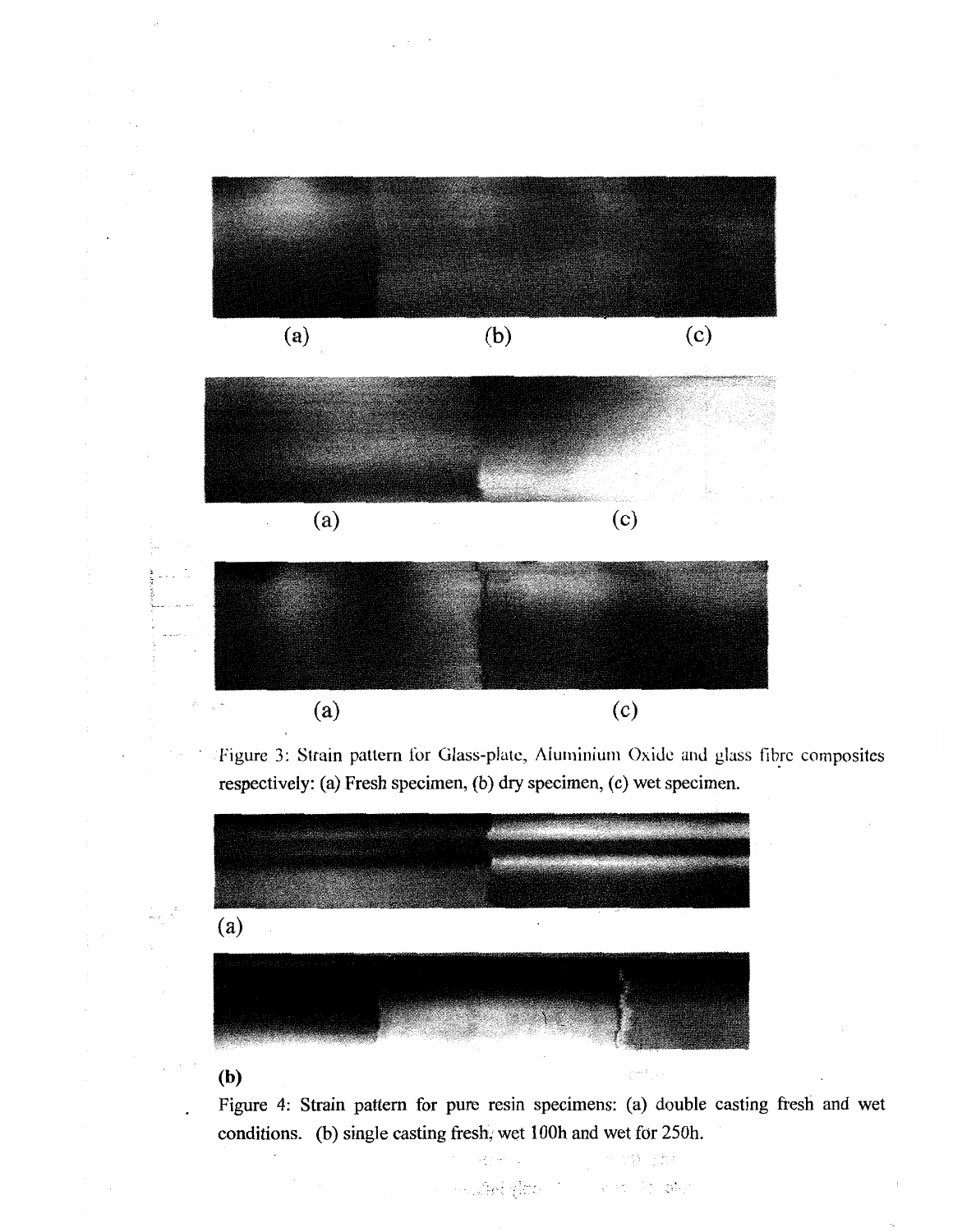(a) (b) (c)

(a) (c)

(a) (c)

Figure 3: Strain pattern for Glass-plate, Aluminium Oxide and glass fibre composites respectively: (a) Fresh specimen, (b) dry specimen, (c) wet specimen.

(a)

**(b)**

Figure 4: Strain pattern for pure resin specimens: (a) double casting fresh and wet conditions. (b) single casting fresh, wet 100h and wet for 250h.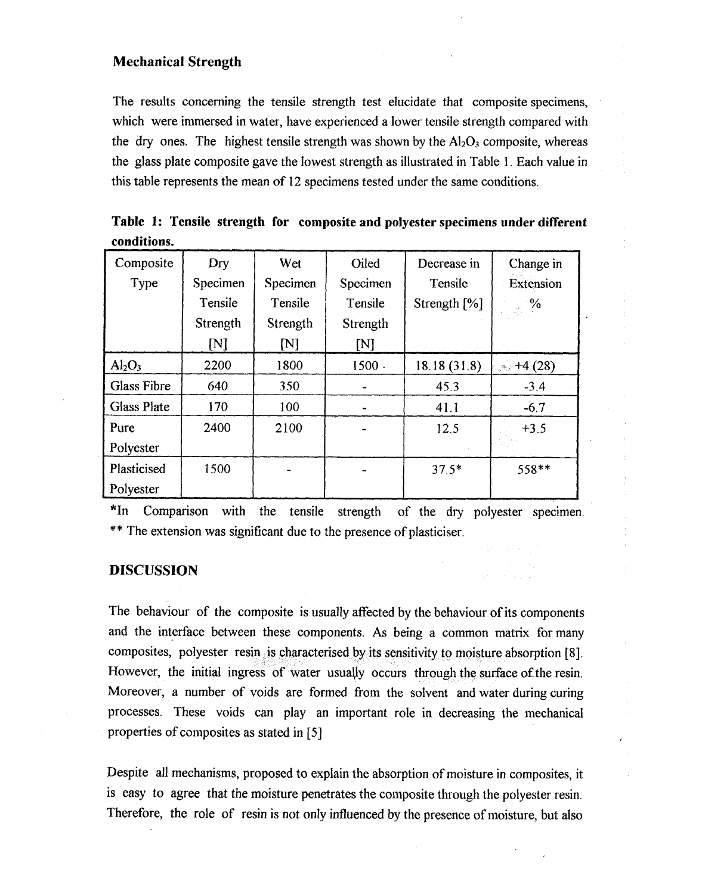## Mechanical Strength

The results concerning the tensile strength test elucidate that composite specimens, which were immersed in water, have experienced a lower tensile strength compared with the dry ones. The highest tensile strength was shown by the $Al_2O_3$ composite, whereas the glass plate composite gave the lowest strength as illustrated in Table 1. Each value in this table represents the mean of 12 specimens tested under the same conditions.

**Table 1: Tensile strength for composite and polyester specimens under different conditions.**

| Composite Type | Dry Specimen Tensile Strength [N] | Wet Specimen Tensile Strength [N] | Oiled Specimen Tensile Strength [N] | Decrease in Tensile Strength [%] | Change in Extension % |
|---|---|---|---|---|---|
| $Al_2O_3$ | 2200 | 1800 | 1500 | 18.18 (31.8) | +4 (28) |
| Glass Fibre | 640 | 350 | - | 45.3 | -3.4 |
| Glass Plate | 170 | 100 | - | 41.1 | -6.7 |
| Pure Polyester | 2400 | 2100 | - | 12.5 | +3.5 |
| Plasticised Polyester | 1500 | - | - | 37.5* | 558** |

*In Comparison with the tensile strength of the dry polyester specimen.
** The extension was significant due to the presence of plasticiser.

## DISCUSSION

The behaviour of the composite is usually affected by the behaviour of its components and the interface between these components. As being a common matrix for many composites, polyester resin is characterised by its sensitivity to moisture absorption [8]. However, the initial ingress of water usually occurs through the surface of the resin. Moreover, a number of voids are formed from the solvent and water during curing processes. These voids can play an important role in decreasing the mechanical properties of composites as stated in [5]

Despite all mechanisms, proposed to explain the absorption of moisture in composites, it is easy to agree that the moisture penetrates the composite through the polyester resin. Therefore, the role of resin is not only influenced by the presence of moisture, but also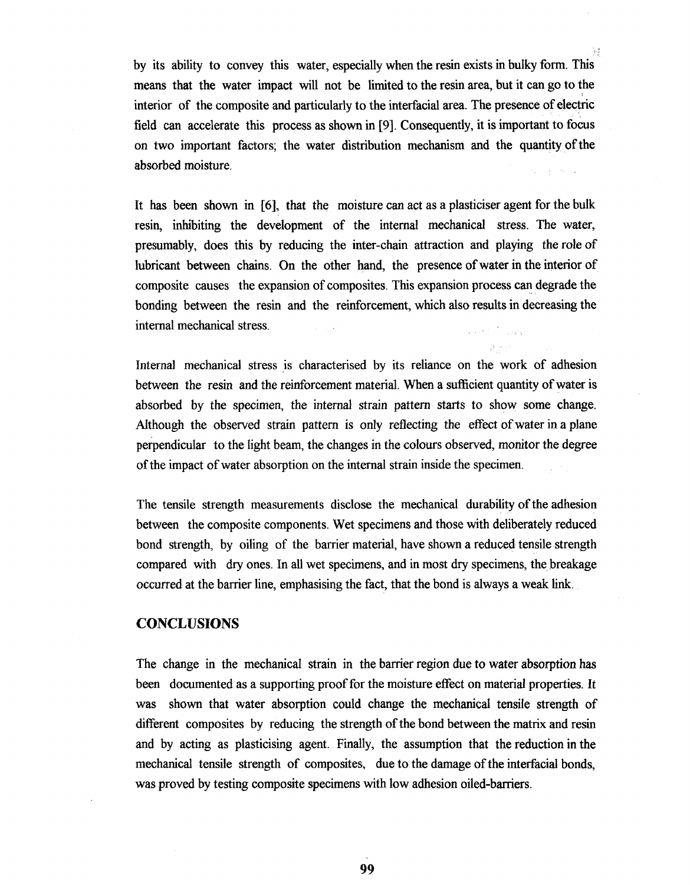by its ability to convey this water, especially when the resin exists in bulky form. This means that the water impact will not be limited to the resin area, but it can go to the interior of the composite and particularly to the interfacial area. The presence of electric field can accelerate this process as shown in [9]. Consequently, it is important to focus on two important factors; the water distribution mechanism and the quantity of the absorbed moisture.

It has been shown in [6], that the moisture can act as a plasticiser agent for the bulk resin, inhibiting the development of the internal mechanical stress. The water, presumably, does this by reducing the inter-chain attraction and playing the role of lubricant between chains. On the other hand, the presence of water in the interior of composite causes the expansion of composites. This expansion process can degrade the bonding between the resin and the reinforcement, which also results in decreasing the internal mechanical stress.

Internal mechanical stress is characterised by its reliance on the work of adhesion between the resin and the reinforcement material. When a sufficient quantity of water is absorbed by the specimen, the internal strain pattern starts to show some change. Although the observed strain pattern is only reflecting the effect of water in a plane perpendicular to the light beam, the changes in the colours observed, monitor the degree of the impact of water absorption on the internal strain inside the specimen.

The tensile strength measurements disclose the mechanical durability of the adhesion between the composite components. Wet specimens and those with deliberately reduced bond strength, by oiling of the barrier material, have shown a reduced tensile strength compared with dry ones. In all wet specimens, and in most dry specimens, the breakage occurred at the barrier line, emphasising the fact, that the bond is always a weak link.

## CONCLUSIONS

The change in the mechanical strain in the barrier region due to water absorption has been documented as a supporting proof for the moisture effect on material properties. It was shown that water absorption could change the mechanical tensile strength of different composites by reducing the strength of the bond between the matrix and resin and by acting as plasticising agent. Finally, the assumption that the reduction in the mechanical tensile strength of composites, due to the damage of the interfacial bonds, was proved by testing composite specimens with low adhesion oiled-barriers.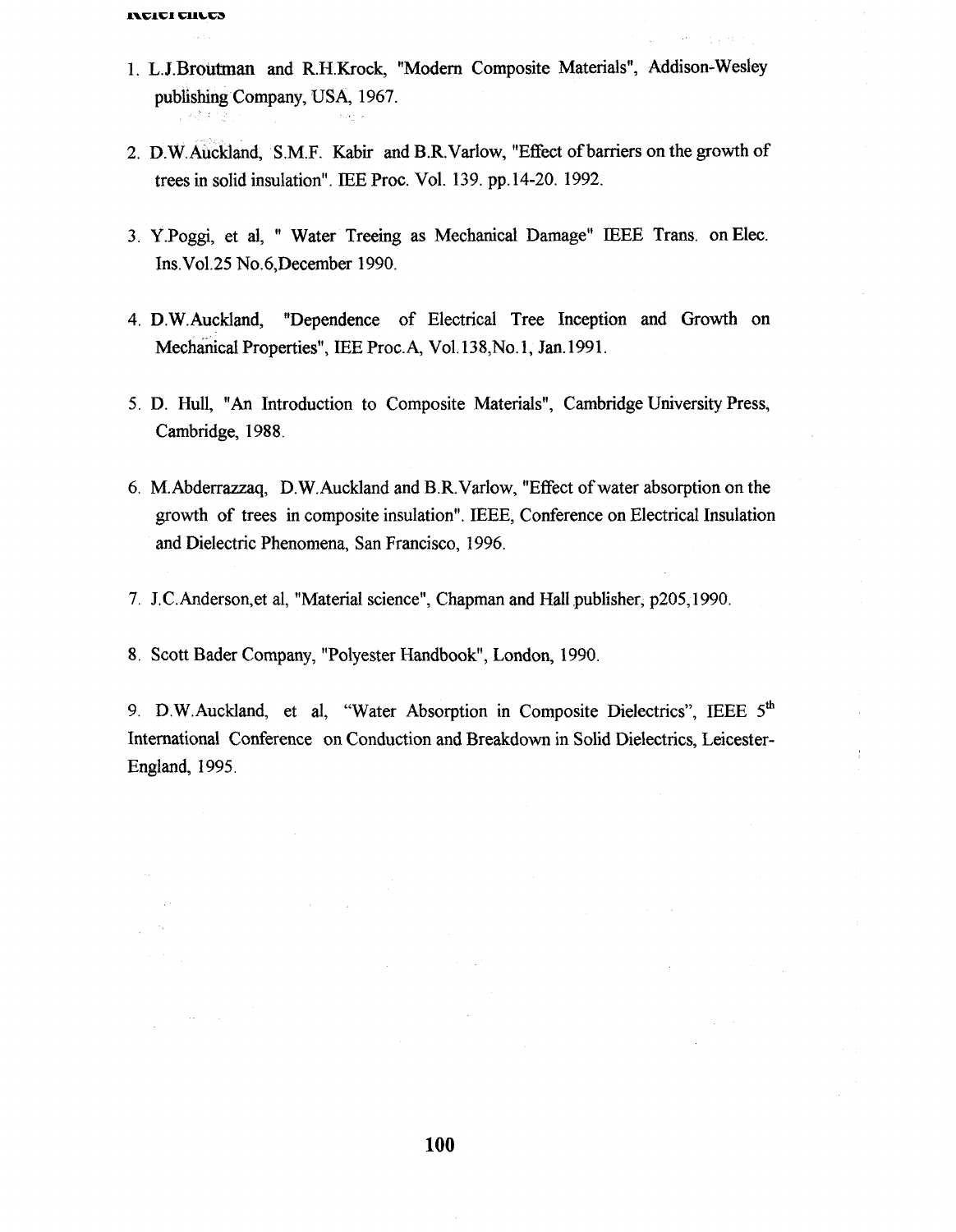# References

1. L.J.Broutman and R.H.Krock, "Modern Composite Materials", Addison-Wesley publishing Company, USA, 1967.

2. D.W.Auckland, S.M.F. Kabir and B.R.Varlow, "Effect of barriers on the growth of trees in solid insulation". IEE Proc. Vol. 139. pp.14-20. 1992.

3. Y.Poggi, et al, " Water Treeing as Mechanical Damage" IEEE Trans. on Elec. Ins.Vol.25 No.6,December 1990.

4. D.W.Auckland, "Dependence of Electrical Tree Inception and Growth on Mechanical Properties", IEE Proc.A, Vol.138,No.1, Jan.1991.

5. D. Hull, "An Introduction to Composite Materials", Cambridge University Press, Cambridge, 1988.

6. M.Abderrazzaq, D.W.Auckland and B.R.Varlow, "Effect of water absorption on the growth of trees in composite insulation". IEEE, Conference on Electrical Insulation and Dielectric Phenomena, San Francisco, 1996.

7. J.C.Anderson,et al, "Material science", Chapman and Hall publisher, p205,1990.

8. Scott Bader Company, "Polyester Handbook", London, 1990.

9. D.W.Auckland, et al, "Water Absorption in Composite Dielectrics", IEEE 5th International Conference on Conduction and Breakdown in Solid Dielectrics, Leicester-England, 1995.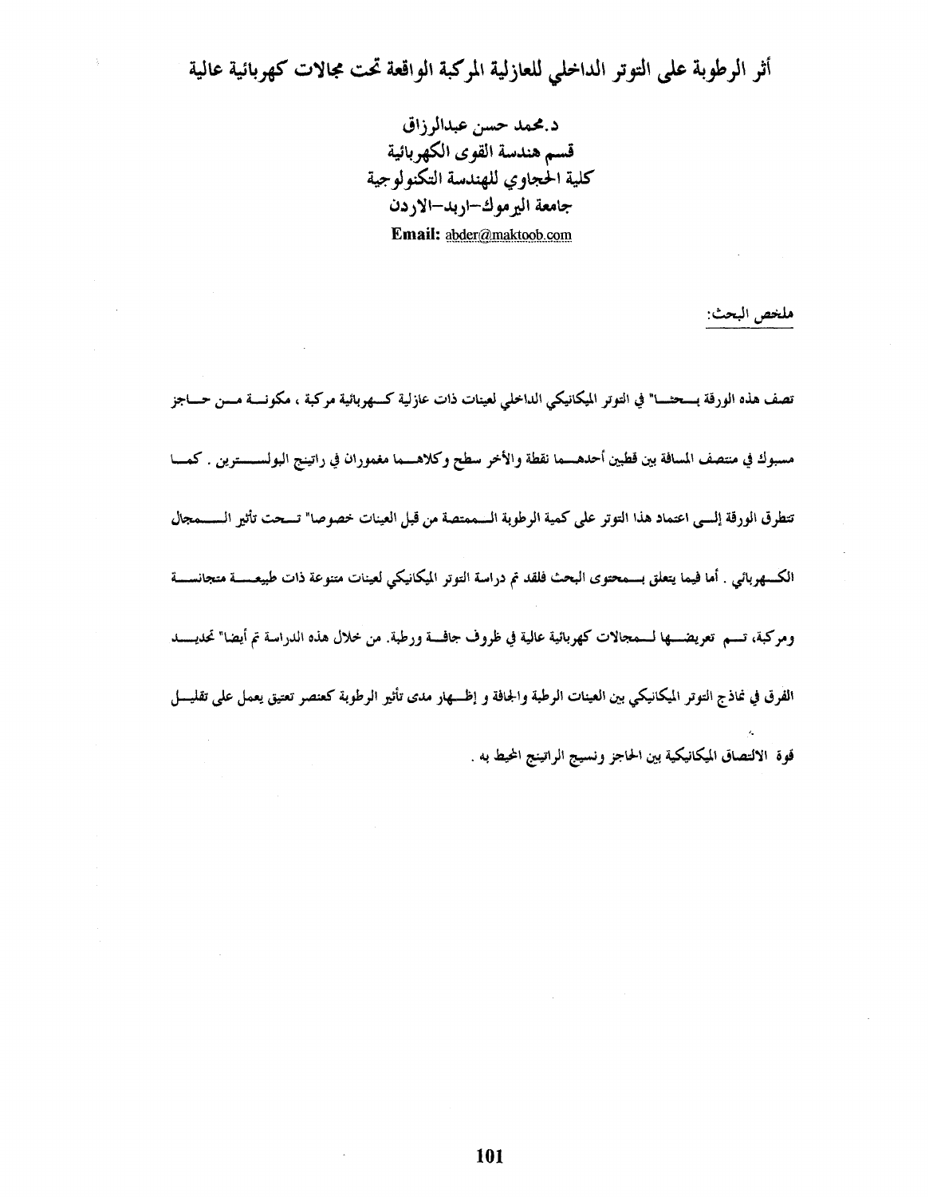# أثر الرطوبة على التوتر الداخلي للعازلية المركبة الواقعة تحت مجالات كهربائية عالية

**د.محمد حسن عبدالرزاق**
**قسم هندسة القوى الكهربائية**
**كلية الحجاوي للهندسة التكنولوجية**
**جامعة اليرموك-اربد-الاردن**
**Email:** abder@maktoob.com

## ملخص البحث:

تصف هذه الورقة بحثا" في التوتر الميكانيكي الداخلي لعينات ذات عازلية كهربائية مركبة ، مكونة من حاجز مسبوك في منتصف المسافة بين قطبين أحدهما نقطة والأخر سطح وكلاهما مغموران في راتينج البولسترين . كما تتطرق الورقة إلى اعتماد هذا التوتر على كمية الرطوبة الممتصة من قبل العينات خصوصا" تحت تأثير المجال الكهربائي . أما فيما يتعلق بمحتوى البحث فلقد تم دراسة التوتر الميكانيكي لعينات متنوعة ذات طبيعة متجانسة ومركبة، تم تعريضها لمجالات كهربائية عالية في ظروف جافة ورطبة. من خلال هذه الدراسة تم أيضا" تحديد الفرق في نماذج التوتر الميكانيكي بين العينات الرطبة والجافة و إظهار مدى تأثير الرطوبة كعنصر تعتيق يعمل على تقليل قوة الالتصاق الميكانيكية بين الحاجز ونسيج الراتينج المحيط به .